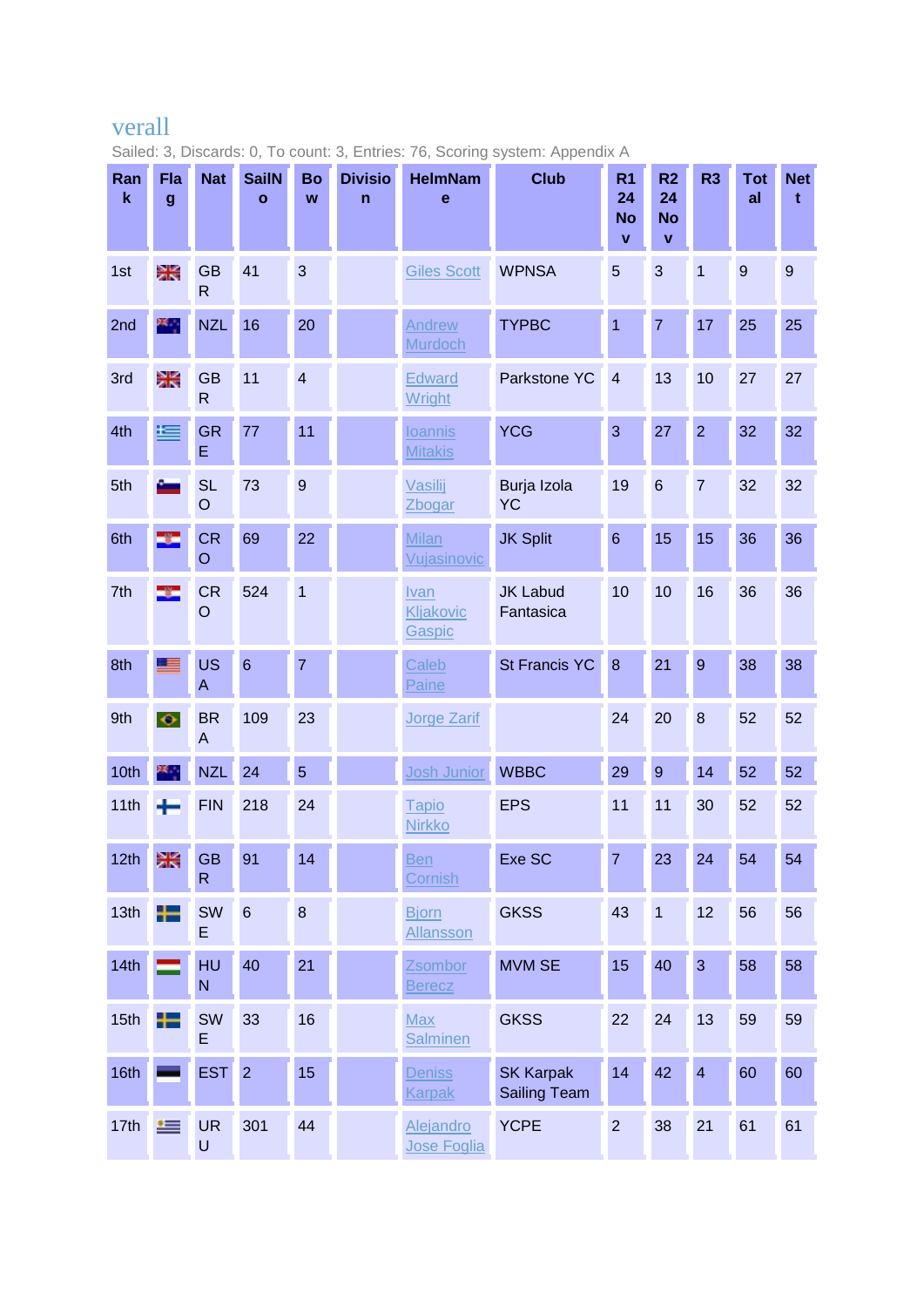## verall

Sailed: 3, Discards: 0, To count: 3, Entries: 76, Scoring system: Appendix A

| Rank | Flag | Nat | SailNo | Bow | Division | HelmName | Club | R1 24 Nov | R2 24 Nov | R3 | Total | Nett |
|---|---|---|---|---|---|---|---|---|---|---|---|---|
| 1st | | GBR | 41 | 3 | | Giles Scott | WPNSA | 5 | 3 | 1 | 9 | 9 |
| 2nd | | NZL | 16 | 20 | | Andrew Murdoch | TYPBC | 1 | 7 | 17 | 25 | 25 |
| 3rd | | GBR | 11 | 4 | | Edward Wright | Parkstone YC | 4 | 13 | 10 | 27 | 27 |
| 4th | | GRE | 77 | 11 | | Ioannis Mitakis | YCG | 3 | 27 | 2 | 32 | 32 |
| 5th | | SLO | 73 | 9 | | Vasilij Zbogar | Burja Izola YC | 19 | 6 | 7 | 32 | 32 |
| 6th | | CRO | 69 | 22 | | Milan Vujasinovic | JK Split | 6 | 15 | 15 | 36 | 36 |
| 7th | | CRO | 524 | 1 | | Ivan Kljakovic Gaspic | JK Labud Fantasica | 10 | 10 | 16 | 36 | 36 |
| 8th | | USA | 6 | 7 | | Caleb Paine | St Francis YC | 8 | 21 | 9 | 38 | 38 |
| 9th | | BRA | 109 | 23 | | Jorge Zarif | | 24 | 20 | 8 | 52 | 52 |
| 10th | | NZL | 24 | 5 | | Josh Junior | WBBC | 29 | 9 | 14 | 52 | 52 |
| 11th | | FIN | 218 | 24 | | Tapio Nirkko | EPS | 11 | 11 | 30 | 52 | 52 |
| 12th | | GBR | 91 | 14 | | Ben Cornish | Exe SC | 7 | 23 | 24 | 54 | 54 |
| 13th | | SWE | 6 | 8 | | Bjorn Allansson | GKSS | 43 | 1 | 12 | 56 | 56 |
| 14th | | HUN | 40 | 21 | | Zsombor Berecz | MVM SE | 15 | 40 | 3 | 58 | 58 |
| 15th | | SWE | 33 | 16 | | Max Salminen | GKSS | 22 | 24 | 13 | 59 | 59 |
| 16th | | EST | 2 | 15 | | Deniss Karpak | SK Karpak Sailing Team | 14 | 42 | 4 | 60 | 60 |
| 17th | | URU | 301 | 44 | | Alejandro Jose Foglia | YCPE | 2 | 38 | 21 | 61 | 61 |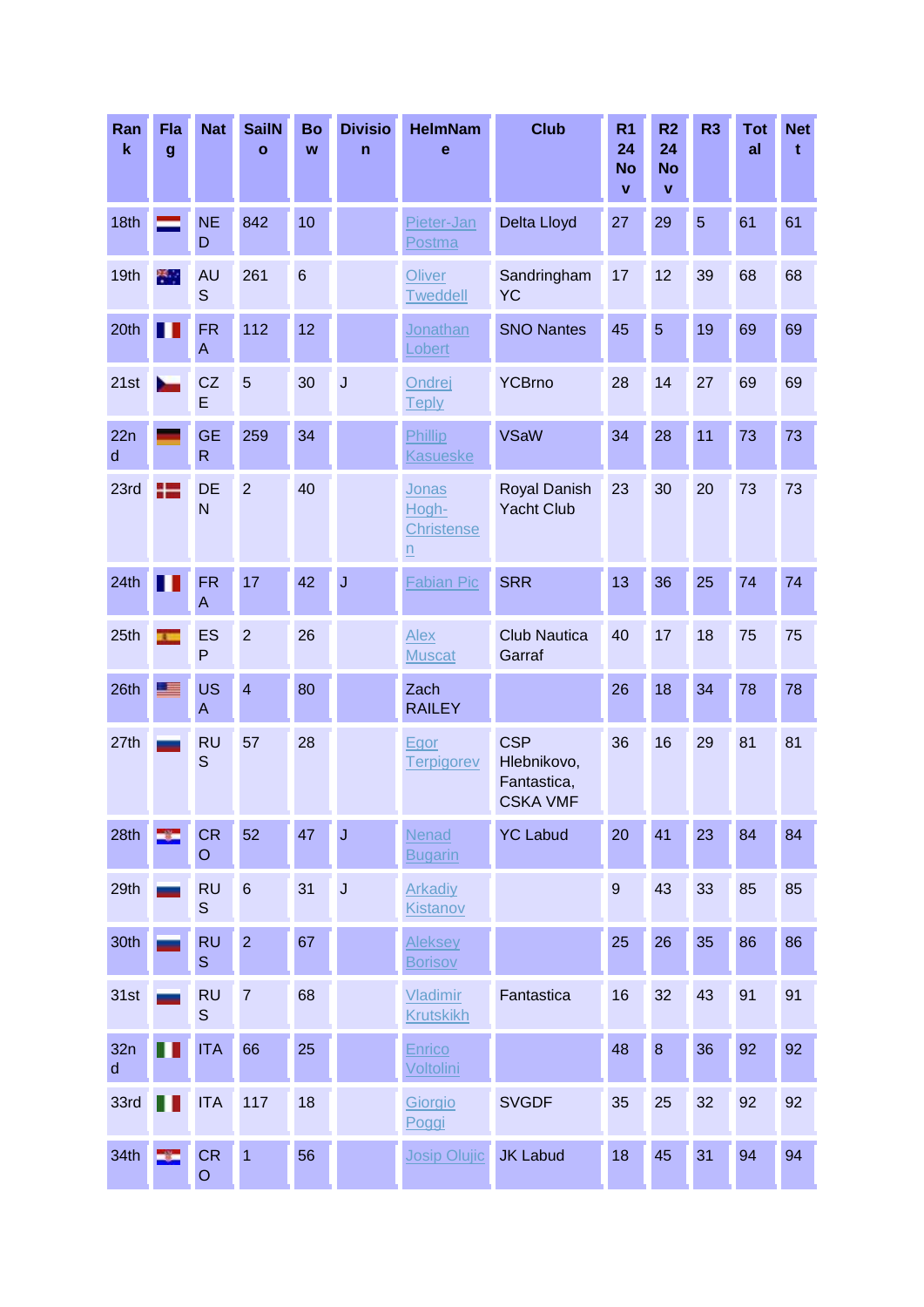| Rank | Flag | Nat | SailNo | Bow | Division | HelmName | Club | R1 24 Nov | R2 24 Nov | R3 | Total | Nett |
|---|---|---|---|---|---|---|---|---|---|---|---|---|
| 18th | | NED | 842 | 10 | | Pieter-Jan Postma | Delta Lloyd | 27 | 29 | 5 | 61 | 61 |
| 19th | | AUS | 261 | 6 | | Oliver Tweddell | Sandringham YC | 17 | 12 | 39 | 68 | 68 |
| 20th | | FRA | 112 | 12 | | Jonathan Lobert | SNO Nantes | 45 | 5 | 19 | 69 | 69 |
| 21st | | CZE | 5 | 30 | J | Ondrej Teply | YCBrno | 28 | 14 | 27 | 69 | 69 |
| 22nd | | GER | 259 | 34 | | Phillip Kasueske | VSaW | 34 | 28 | 11 | 73 | 73 |
| 23rd | | DEN | 2 | 40 | | Jonas Hogh-Christensen | Royal Danish Yacht Club | 23 | 30 | 20 | 73 | 73 |
| 24th | | FRA | 17 | 42 | J | Fabian Pic | SRR | 13 | 36 | 25 | 74 | 74 |
| 25th | | ESP | 2 | 26 | | Alex Muscat | Club Nautica Garraf | 40 | 17 | 18 | 75 | 75 |
| 26th | | USA | 4 | 80 | | Zach RAILEY | | 26 | 18 | 34 | 78 | 78 |
| 27th | | RUS | 57 | 28 | | Egor Terpigorev | CSP Hlebnikovo, Fantastica, CSKA VMF | 36 | 16 | 29 | 81 | 81 |
| 28th | | CRO | 52 | 47 | J | Nenad Bugarin | YC Labud | 20 | 41 | 23 | 84 | 84 |
| 29th | | RUS | 6 | 31 | J | Arkadiy Kistanov | | 9 | 43 | 33 | 85 | 85 |
| 30th | | RUS | 2 | 67 | | Aleksey Borisov | | 25 | 26 | 35 | 86 | 86 |
| 31st | | RUS | 7 | 68 | | Vladimir Krutskikh | Fantastica | 16 | 32 | 43 | 91 | 91 |
| 32nd | | ITA | 66 | 25 | | Enrico Voltolini | | 48 | 8 | 36 | 92 | 92 |
| 33rd | | ITA | 117 | 18 | | Giorgio Poggi | SVGDF | 35 | 25 | 32 | 92 | 92 |
| 34th | | CRO | 1 | 56 | | Josip Olujic | JK Labud | 18 | 45 | 31 | 94 | 94 |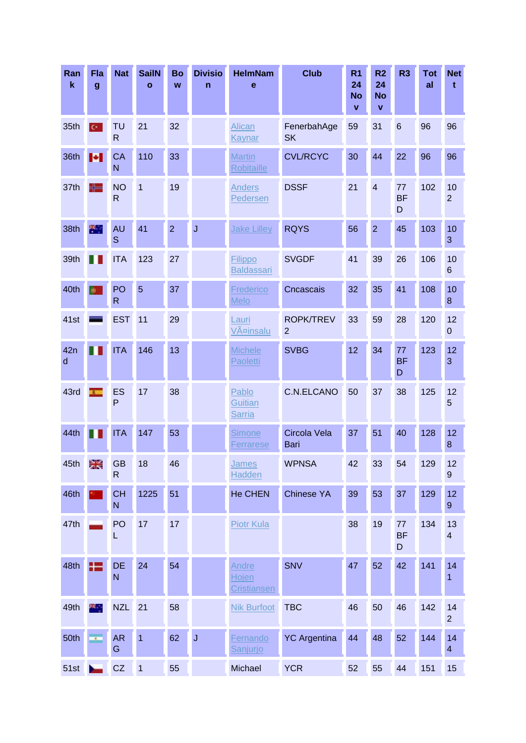| Rank | Flag | Nat | SailNo | Bow | Division | HelmName | Club | R1 24 Nov | R2 24 Nov | R3 | Total | Nett |
|---|---|---|---|---|---|---|---|---|---|---|---|---|
| 35th | | TUR | 21 | 32 | | Alican Kaynar | FenerbahAge SK | 59 | 31 | 6 | 96 | 96 |
| 36th | | CAN | 110 | 33 | | Martin Robitaille | CVL/RCYC | 30 | 44 | 22 | 96 | 96 |
| 37th | | NOR | 1 | 19 | | Anders Pedersen | DSSF | 21 | 4 | 77 BFD | 102 | 102 |
| 38th | | AUS | 41 | 2 | J | Jake Lilley | RQYS | 56 | 2 | 45 | 103 | 103 |
| 39th | | ITA | 123 | 27 | | Filippo Baldassari | SVGDF | 41 | 39 | 26 | 106 | 106 |
| 40th | | POR | 5 | 37 | | Frederico Melo | Cncascais | 32 | 35 | 41 | 108 | 108 |
| 41st | | EST | 11 | 29 | | Lauri VÃ¤insalu | ROPK/TREV 2 | 33 | 59 | 28 | 120 | 120 |
| 42nd | | ITA | 146 | 13 | | Michele Paoletti | SVBG | 12 | 34 | 77 BFD | 123 | 123 |
| 43rd | | ESP | 17 | 38 | | Pablo Guitian Sarria | C.N.ELCANO | 50 | 37 | 38 | 125 | 125 |
| 44th | | ITA | 147 | 53 | | Simone Ferrarese | Circola Vela Bari | 37 | 51 | 40 | 128 | 128 |
| 45th | | GBR | 18 | 46 | | James Hadden | WPNSA | 42 | 33 | 54 | 129 | 129 |
| 46th | | CHN | 1225 | 51 | | He CHEN | Chinese YA | 39 | 53 | 37 | 129 | 129 |
| 47th | | POL | 17 | 17 | | Piotr Kula | | 38 | 19 | 77 BFD | 134 | 134 |
| 48th | | DEN | 24 | 54 | | Andre Hojen Cristiansen | SNV | 47 | 52 | 42 | 141 | 141 |
| 49th | | NZL | 21 | 58 | | Nik Burfoot | TBC | 46 | 50 | 46 | 142 | 142 |
| 50th | | ARG | 1 | 62 | J | Fernando Sanjurjo | YC Argentina | 44 | 48 | 52 | 144 | 144 |
| 51st | | CZ | 1 | 55 | | Michael | YCR | 52 | 55 | 44 | 151 | 15 |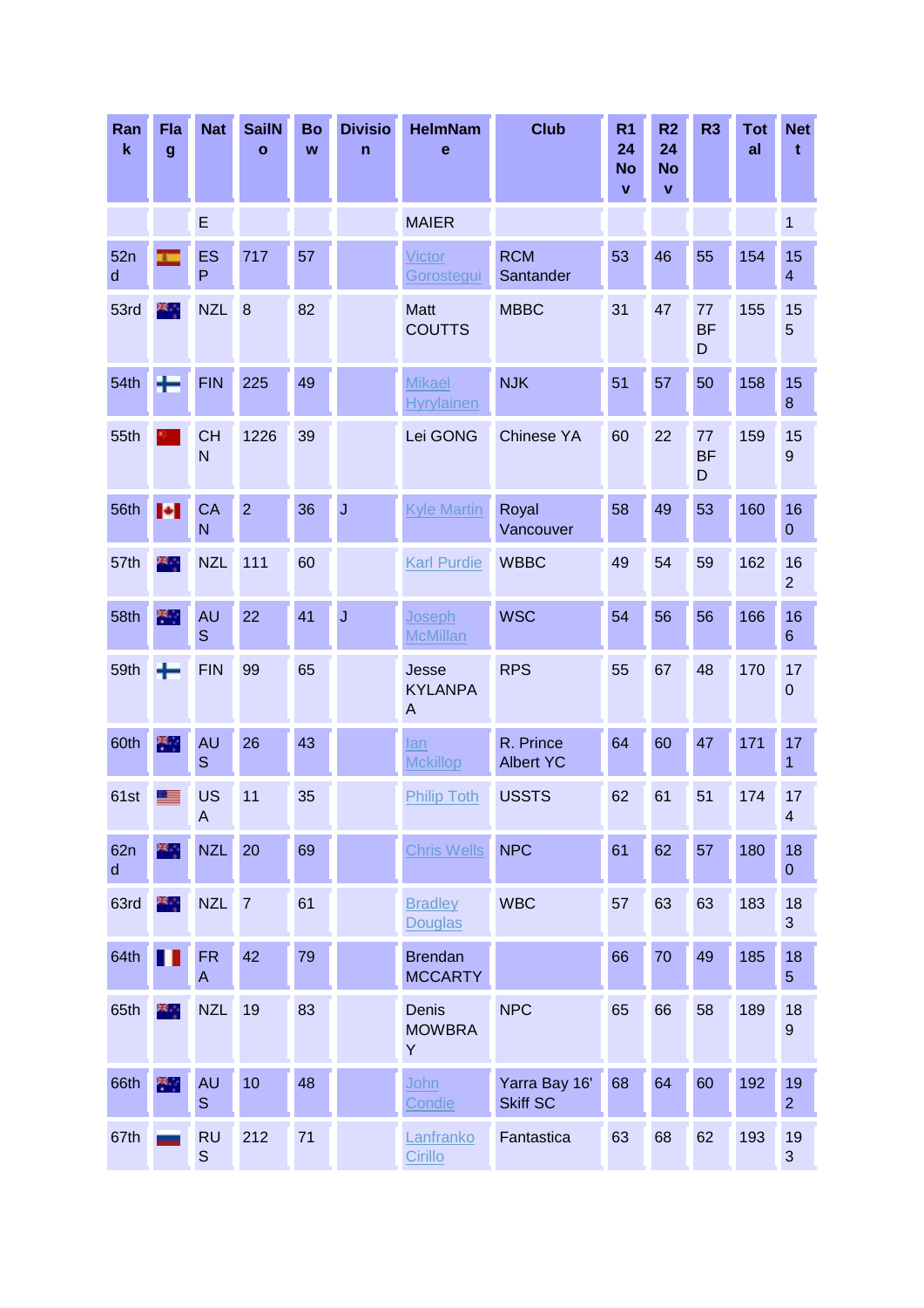| Rank | Flag | Nat | SailNo | Bow | Division | HelmName | Club | R1 24 Nov | R2 24 Nov | R3 | Total | Nett |
|---|---|---|---|---|---|---|---|---|---|---|---|---|
| | | E | | | | MAIER | | | | | | 1 |
| 52nd | | ESP | 717 | 57 | | Victor Gorostegui | RCM Santander | 53 | 46 | 55 | 154 | 154 |
| 53rd | | NZL | 8 | 82 | | Matt COUTTS | MBBC | 31 | 47 | 77 BFD | 155 | 155 |
| 54th | | FIN | 225 | 49 | | Mikael Hyrylainen | NJK | 51 | 57 | 50 | 158 | 158 |
| 55th | | CHN | 1226 | 39 | | Lei GONG | Chinese YA | 60 | 22 | 77 BFD | 159 | 159 |
| 56th | | CAN | 2 | 36 | J | Kyle Martin | Royal Vancouver | 58 | 49 | 53 | 160 | 160 |
| 57th | | NZL | 111 | 60 | | Karl Purdie | WBBC | 49 | 54 | 59 | 162 | 162 |
| 58th | | AUS | 22 | 41 | J | Joseph McMillan | WSC | 54 | 56 | 56 | 166 | 166 |
| 59th | | FIN | 99 | 65 | | Jesse KYLANPAA | RPS | 55 | 67 | 48 | 170 | 170 |
| 60th | | AUS | 26 | 43 | | Ian Mckillop | R. Prince Albert YC | 64 | 60 | 47 | 171 | 171 |
| 61st | | USA | 11 | 35 | | Philip Toth | USSTS | 62 | 61 | 51 | 174 | 174 |
| 62nd | | NZL | 20 | 69 | | Chris Wells | NPC | 61 | 62 | 57 | 180 | 180 |
| 63rd | | NZL | 7 | 61 | | Bradley Douglas | WBC | 57 | 63 | 63 | 183 | 183 |
| 64th | | FRA | 42 | 79 | | Brendan MCCARTY | | 66 | 70 | 49 | 185 | 185 |
| 65th | | NZL | 19 | 83 | | Denis MOWBRAY | NPC | 65 | 66 | 58 | 189 | 189 |
| 66th | | AUS | 10 | 48 | | John Condie | Yarra Bay 16' Skiff SC | 68 | 64 | 60 | 192 | 192 |
| 67th | | RUS | 212 | 71 | | Lanfranko Cirillo | Fantastica | 63 | 68 | 62 | 193 | 193 |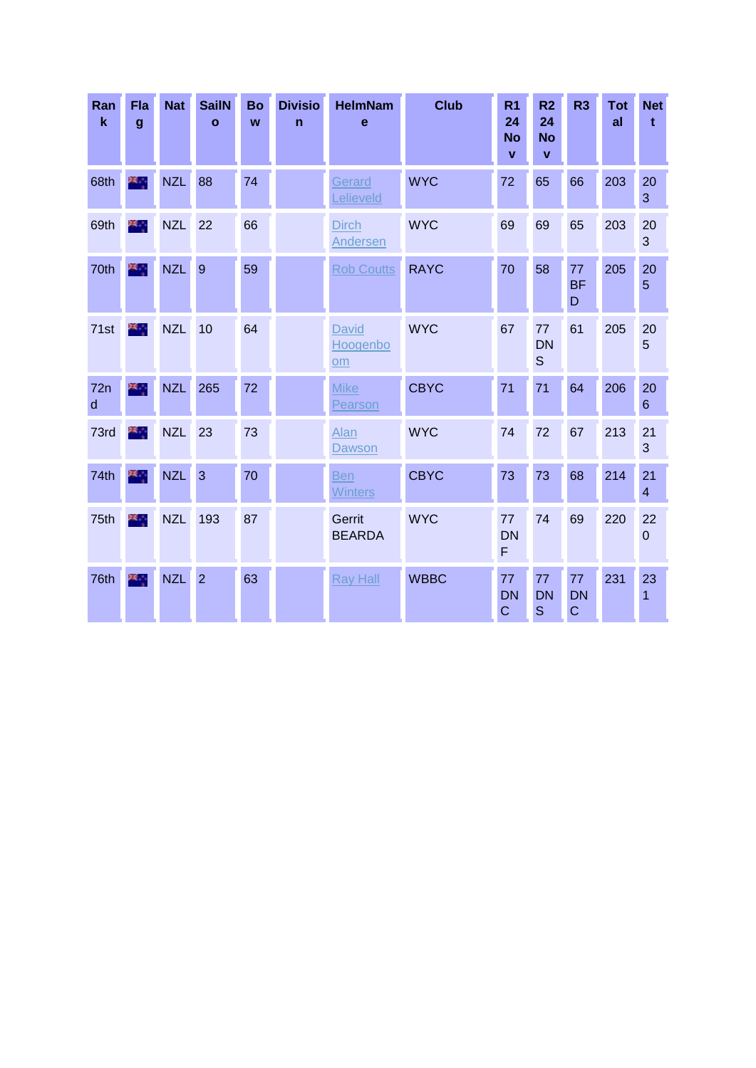| Rank | Flag | Nat | SailNo | Bow | Division | HelmName | Club | R1 24 Nov | R2 24 Nov | R3 | Total | Nett |
|---|---|---|---|---|---|---|---|---|---|---|---|---|
| 68th | | NZL | 88 | 74 | | Gerard Lelieveld | WYC | 72 | 65 | 66 | 203 | 203 |
| 69th | | NZL | 22 | 66 | | Dirch Andersen | WYC | 69 | 69 | 65 | 203 | 203 |
| 70th | | NZL | 9 | 59 | | Rob Coutts | RAYC | 70 | 58 | 77 BFD | 205 | 205 |
| 71st | | NZL | 10 | 64 | | David Hoogenboom | WYC | 67 | 77 DNS | 61 | 205 | 205 |
| 72nd | | NZL | 265 | 72 | | Mike Pearson | CBYC | 71 | 71 | 64 | 206 | 206 |
| 73rd | | NZL | 23 | 73 | | Alan Dawson | WYC | 74 | 72 | 67 | 213 | 213 |
| 74th | | NZL | 3 | 70 | | Ben Winters | CBYC | 73 | 73 | 68 | 214 | 214 |
| 75th | | NZL | 193 | 87 | | Gerrit BEARDA | WYC | 77 DNF | 74 | 69 | 220 | 220 |
| 76th | | NZL | 2 | 63 | | Ray Hall | WBBC | 77 DNC | 77 DNS | 77 DNC | 231 | 231 |